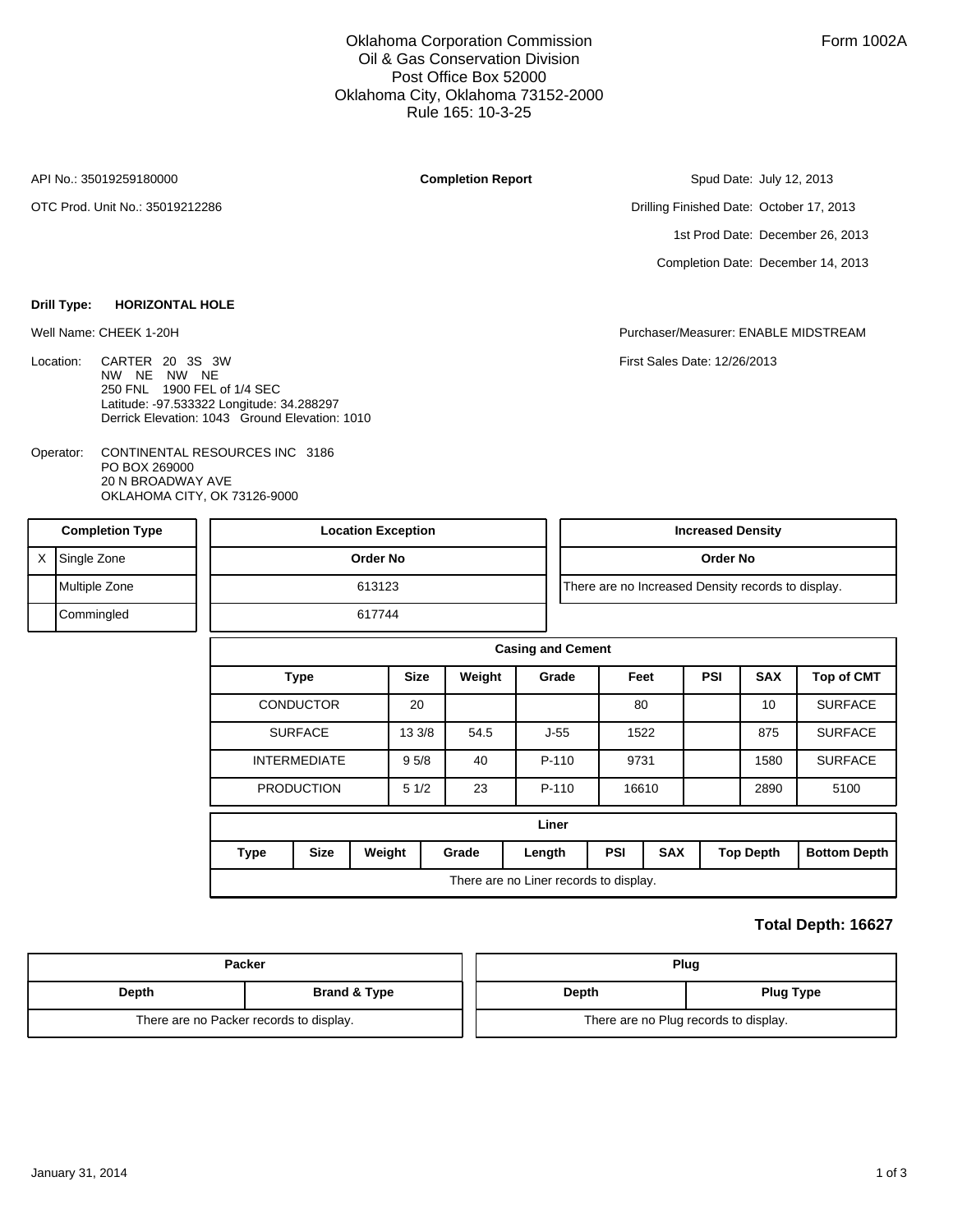Oklahoma Corporation Commission
Oil & Gas Conservation Division
Post Office Box 52000
Oklahoma City, Oklahoma 73152-2000
Rule 165: 10-3-25

Form 1002A

API No.: 35019259180000

OTC Prod. Unit No.: 35019212286

**Completion Report**

Spud Date: July 12, 2013

Drilling Finished Date: October 17, 2013

1st Prod Date: December 26, 2013

Completion Date: December 14, 2013

**Drill Type:** **HORIZONTAL HOLE**

Well Name: CHEEK 1-20H

Purchaser/Measurer: ENABLE MIDSTREAM

First Sales Date: 12/26/2013

Location: CARTER 20 3S 3W
NW NE NW NE
250 FNL 1900 FEL of 1/4 SEC
Latitude: -97.533322 Longitude: 34.288297
Derrick Elevation: 1043 Ground Elevation: 1010

Operator: CONTINENTAL RESOURCES INC 3186
PO BOX 269000
20 N BROADWAY AVE
OKLAHOMA CITY, OK 73126-9000

| Completion Type | |
|---|---|
| X | Single Zone |
| | Multiple Zone |
| | Commingled |

| Location Exception |
|---|
| Order No |
| 613123 |
| 617744 |

| Increased Density |
|---|
| Order No |
| There are no Increased Density records to display. |

| Casing and Cement | | | | | | | |
|---|---|---|---|---|---|---|---|
| Type | Size | Weight | Grade | Feet | PSI | SAX | Top of CMT |
| CONDUCTOR | 20 | | | 80 | | 10 | SURFACE |
| SURFACE | 13 3/8 | 54.5 | J-55 | 1522 | | 875 | SURFACE |
| INTERMEDIATE | 9 5/8 | 40 | P-110 | 9731 | | 1580 | SURFACE |
| PRODUCTION | 5 1/2 | 23 | P-110 | 16610 | | 2890 | 5100 |

| Liner | | | | | | | | |
|---|---|---|---|---|---|---|---|---|
| Type | Size | Weight | Grade | Length | PSI | SAX | Top Depth | Bottom Depth |
| There are no Liner records to display. | | | | | | | | |

**Total Depth: 16627**

| Packer | |
|---|---|
| Depth | Brand & Type |
| There are no Packer records to display. | |

| Plug | |
|---|---|
| Depth | Plug Type |
| There are no Plug records to display. | |

January 31, 2014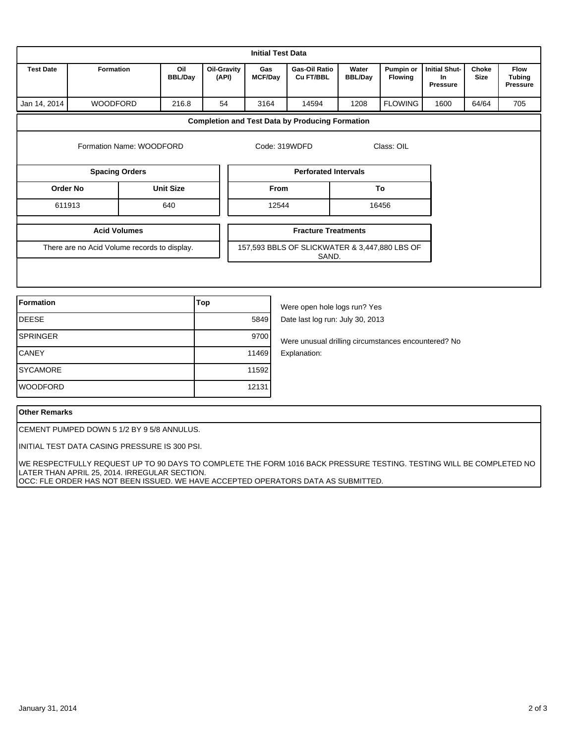## Initial Test Data

| Test Date | Formation | Oil BBL/Day | Oil-Gravity (API) | Gas MCF/Day | Gas-Oil Ratio Cu FT/BBL | Water BBL/Day | Pumpin or Flowing | Initial Shut-In Pressure | Choke Size | Flow Tubing Pressure |
|---|---|---|---|---|---|---|---|---|---|---|
| Jan 14, 2014 | WOODFORD | 216.8 | 54 | 3164 | 14594 | 1208 | FLOWING | 1600 | 64/64 | 705 |

## Completion and Test Data by Producing Formation

Formation Name: WOODFORD

Code: 319WDFD

Class: OIL

**Spacing Orders**

| Order No | Unit Size |
|---|---|
| 611913 | 640 |

**Perforated Intervals**

| From | To |
|---|---|
| 12544 | 16456 |

**Acid Volumes**

There are no Acid Volume records to display.

**Fracture Treatments**

157,593 BBLS OF SLICKWATER & 3,447,880 LBS OF SAND.

| Formation | Top |
|---|---|
| DEESE | 5849 |
| SPRINGER | 9700 |
| CANEY | 11469 |
| SYCAMORE | 11592 |
| WOODFORD | 12131 |

Were open hole logs run? Yes

Date last log run: July 30, 2013

Were unusual drilling circumstances encountered? No

Explanation:

## Other Remarks

CEMENT PUMPED DOWN 5 1/2 BY 9 5/8 ANNULUS.

INITIAL TEST DATA CASING PRESSURE IS 300 PSI.

WE RESPECTFULLY REQUEST UP TO 90 DAYS TO COMPLETE THE FORM 1016 BACK PRESSURE TESTING. TESTING WILL BE COMPLETED NO LATER THAN APRIL 25, 2014. IRREGULAR SECTION.
OCC: FLE ORDER HAS NOT BEEN ISSUED. WE HAVE ACCEPTED OPERATORS DATA AS SUBMITTED.

January 31, 2014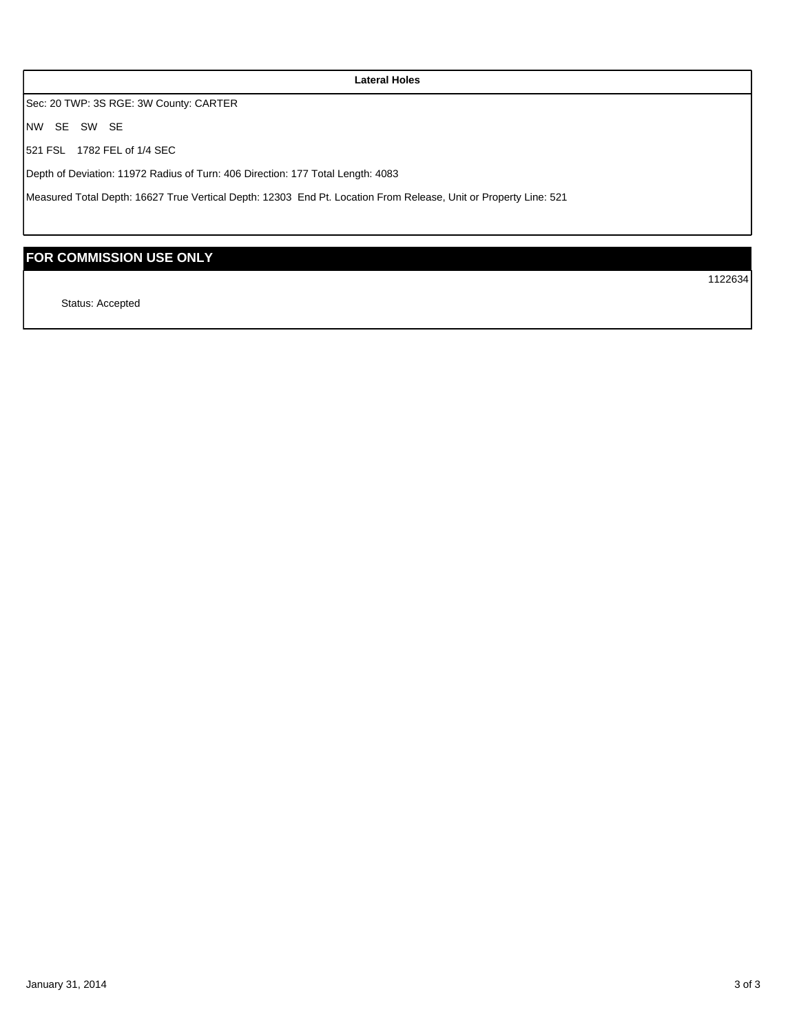## Lateral Holes

Sec: 20 TWP: 3S RGE: 3W County: CARTER

NW SE SW SE

521 FSL 1782 FEL of 1/4 SEC

Depth of Deviation: 11972 Radius of Turn: 406 Direction: 177 Total Length: 4083

Measured Total Depth: 16627 True Vertical Depth: 12303 End Pt. Location From Release, Unit or Property Line: 521

## FOR COMMISSION USE ONLY

1122634

Status: Accepted

January 31, 2014